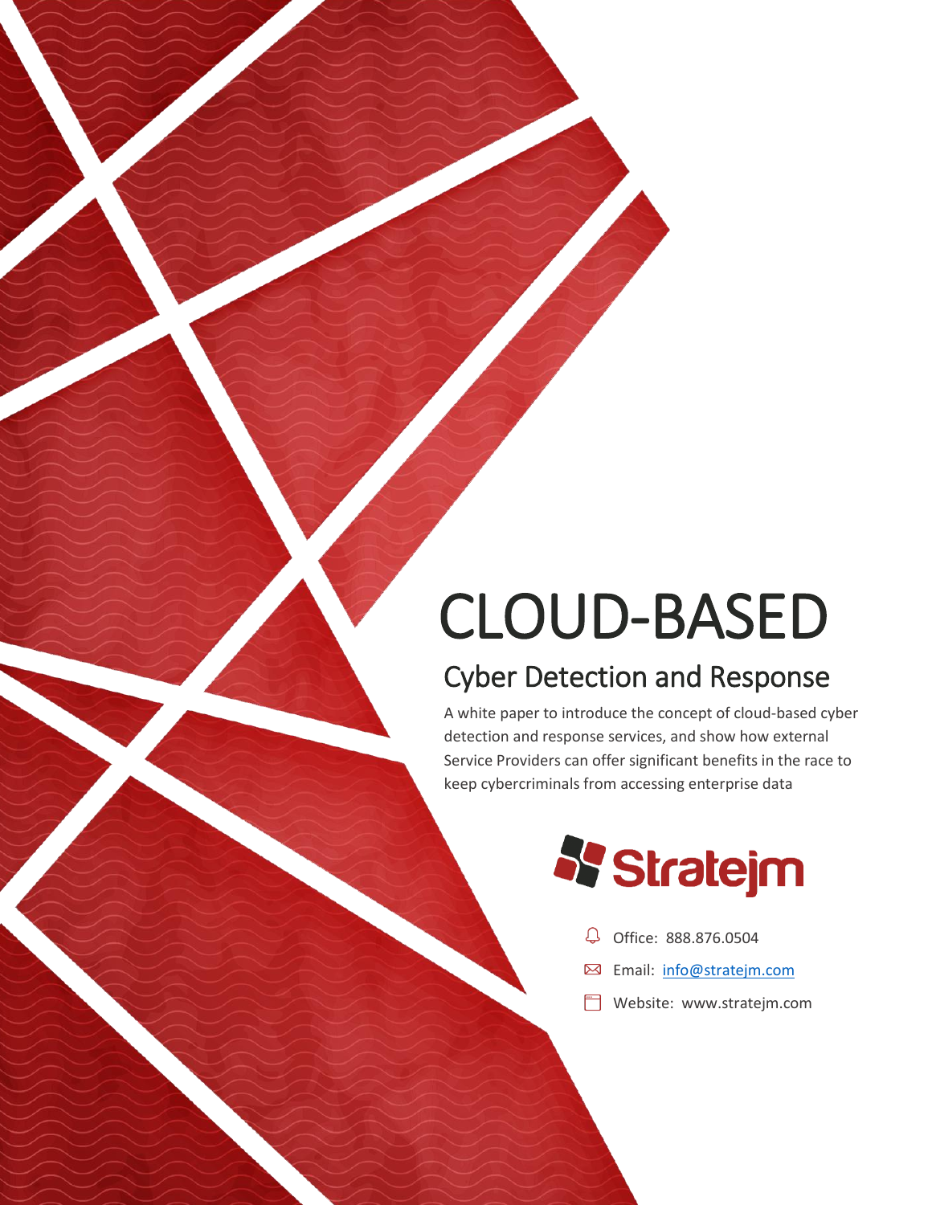# CLOUD-BASED

## Cyber Detection and Response

A white paper to introduce the concept of cloud-based cyber detection and response services, and show how external Service Providers can offer significant benefits in the race to keep cybercriminals from accessing enterprise data

Stratejm

Office: 888.876.0504

Email: info@stratejm.com

Website: www.stratejm.com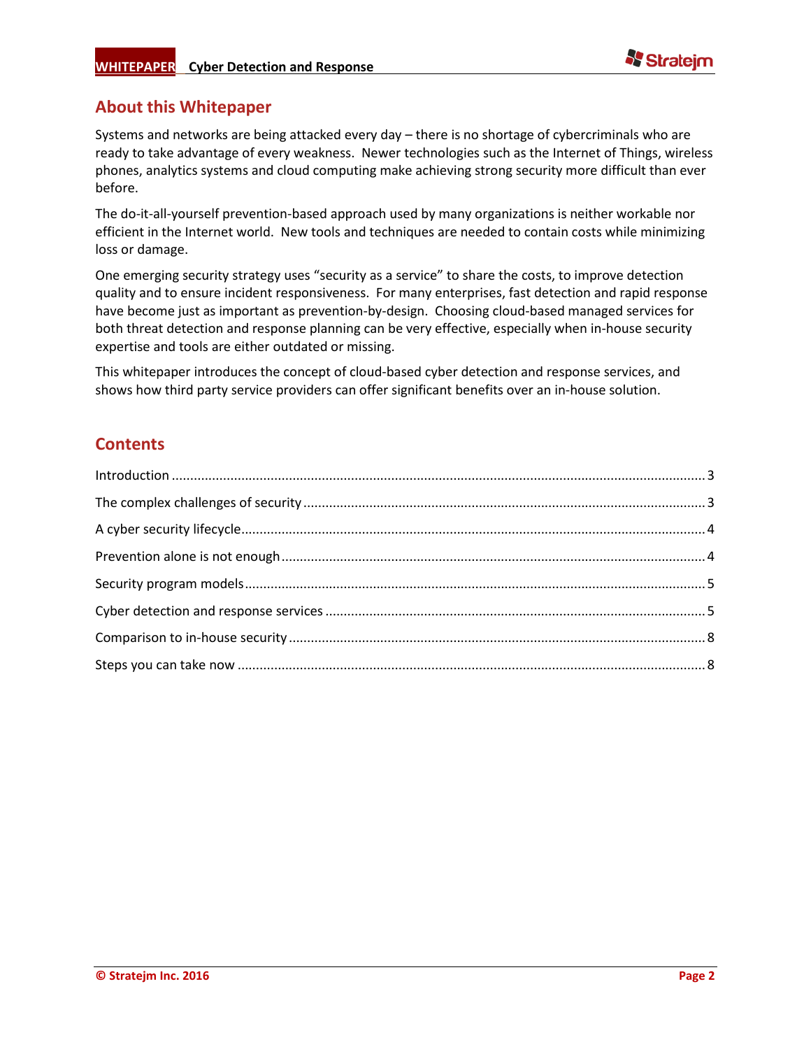## About this Whitepaper

Systems and networks are being attacked every day – there is no shortage of cybercriminals who are ready to take advantage of every weakness. Newer technologies such as the Internet of Things, wireless phones, analytics systems and cloud computing make achieving strong security more difficult than ever before.

The do-it-all-yourself prevention-based approach used by many organizations is neither workable nor efficient in the Internet world. New tools and techniques are needed to contain costs while minimizing loss or damage.

One emerging security strategy uses "security as a service" to share the costs, to improve detection quality and to ensure incident responsiveness. For many enterprises, fast detection and rapid response have become just as important as prevention-by-design. Choosing cloud-based managed services for both threat detection and response planning can be very effective, especially when in-house security expertise and tools are either outdated or missing.

This whitepaper introduces the concept of cloud-based cyber detection and response services, and shows how third party service providers can offer significant benefits over an in-house solution.

## Contents

Introduction ........................................ 3

The complex challenges of security ........................................ 3

A cyber security lifecycle ........................................ 4

Prevention alone is not enough ........................................ 4

Security program models ........................................ 5

Cyber detection and response services ........................................ 5

Comparison to in-house security ........................................ 8

Steps you can take now ........................................ 8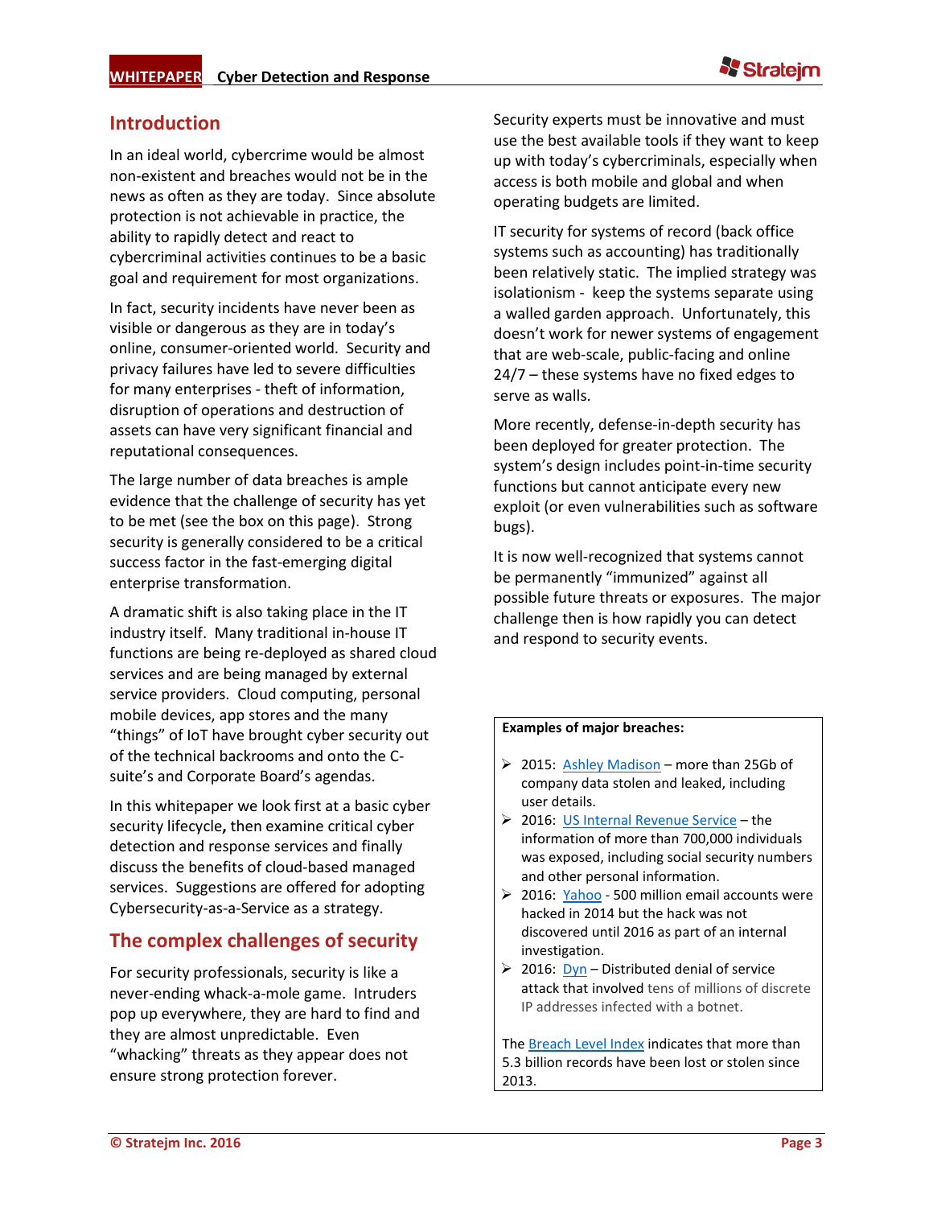## Introduction

In an ideal world, cybercrime would be almost non-existent and breaches would not be in the news as often as they are today. Since absolute protection is not achievable in practice, the ability to rapidly detect and react to cybercriminal activities continues to be a basic goal and requirement for most organizations.

In fact, security incidents have never been as visible or dangerous as they are in today's online, consumer-oriented world. Security and privacy failures have led to severe difficulties for many enterprises - theft of information, disruption of operations and destruction of assets can have very significant financial and reputational consequences.

The large number of data breaches is ample evidence that the challenge of security has yet to be met (see the box on this page). Strong security is generally considered to be a critical success factor in the fast-emerging digital enterprise transformation.

A dramatic shift is also taking place in the IT industry itself. Many traditional in-house IT functions are being re-deployed as shared cloud services and are being managed by external service providers. Cloud computing, personal mobile devices, app stores and the many "things" of IoT have brought cyber security out of the technical backrooms and onto the C-suite's and Corporate Board's agendas.

In this whitepaper we look first at a basic cyber security lifecycle**,** then examine critical cyber detection and response services and finally discuss the benefits of cloud-based managed services. Suggestions are offered for adopting Cybersecurity-as-a-Service as a strategy.

## The complex challenges of security

For security professionals, security is like a never-ending whack-a-mole game. Intruders pop up everywhere, they are hard to find and they are almost unpredictable. Even "whacking" threats as they appear does not ensure strong protection forever.

Security experts must be innovative and must use the best available tools if they want to keep up with today's cybercriminals, especially when access is both mobile and global and when operating budgets are limited.

IT security for systems of record (back office systems such as accounting) has traditionally been relatively static. The implied strategy was isolationism - keep the systems separate using a walled garden approach. Unfortunately, this doesn't work for newer systems of engagement that are web-scale, public-facing and online 24/7 – these systems have no fixed edges to serve as walls.

More recently, defense-in-depth security has been deployed for greater protection. The system's design includes point-in-time security functions but cannot anticipate every new exploit (or even vulnerabilities such as software bugs).

It is now well-recognized that systems cannot be permanently "immunized" against all possible future threats or exposures. The major challenge then is how rapidly you can detect and respond to security events.

**Examples of major breaches:**

- 2015: Ashley Madison – more than 25Gb of company data stolen and leaked, including user details.
- 2016: US Internal Revenue Service – the information of more than 700,000 individuals was exposed, including social security numbers and other personal information.
- 2016: Yahoo - 500 million email accounts were hacked in 2014 but the hack was not discovered until 2016 as part of an internal investigation.
- 2016: Dyn – Distributed denial of service attack that involved tens of millions of discrete IP addresses infected with a botnet.

The Breach Level Index indicates that more than 5.3 billion records have been lost or stolen since 2013.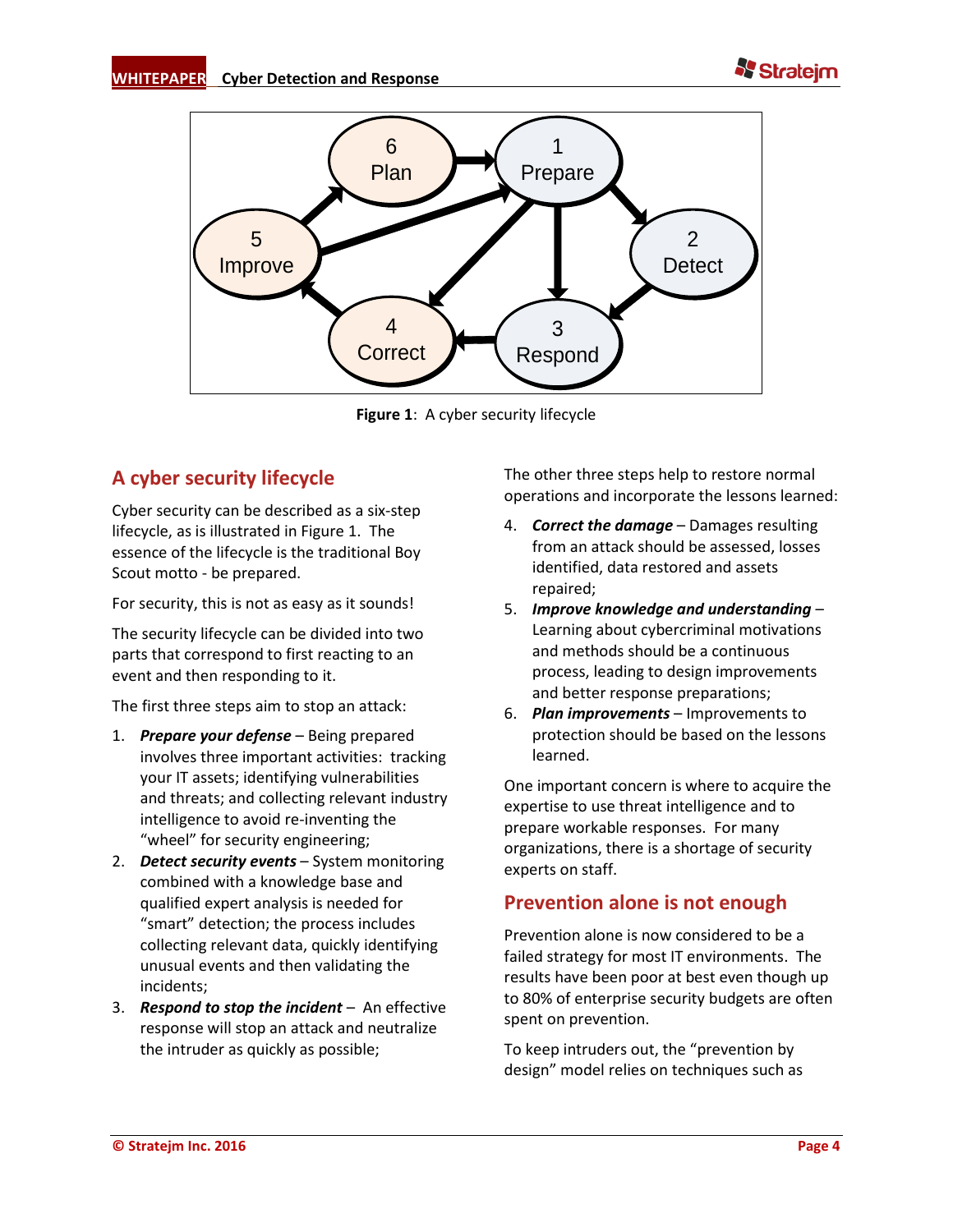Figure 1: A cyber security lifecycle

## A cyber security lifecycle

Cyber security can be described as a six-step lifecycle, as is illustrated in Figure 1. The essence of the lifecycle is the traditional Boy Scout motto - be prepared.

For security, this is not as easy as it sounds!

The security lifecycle can be divided into two parts that correspond to first reacting to an event and then responding to it.

The first three steps aim to stop an attack:

1. ***Prepare your defense*** – Being prepared involves three important activities: tracking your IT assets; identifying vulnerabilities and threats; and collecting relevant industry intelligence to avoid re-inventing the "wheel" for security engineering;
2. ***Detect security events*** – System monitoring combined with a knowledge base and qualified expert analysis is needed for "smart" detection; the process includes collecting relevant data, quickly identifying unusual events and then validating the incidents;
3. ***Respond to stop the incident*** – An effective response will stop an attack and neutralize the intruder as quickly as possible;

The other three steps help to restore normal operations and incorporate the lessons learned:

4. ***Correct the damage*** – Damages resulting from an attack should be assessed, losses identified, data restored and assets repaired;
5. ***Improve knowledge and understanding*** – Learning about cybercriminal motivations and methods should be a continuous process, leading to design improvements and better response preparations;
6. ***Plan improvements*** – Improvements to protection should be based on the lessons learned.

One important concern is where to acquire the expertise to use threat intelligence and to prepare workable responses. For many organizations, there is a shortage of security experts on staff.

## Prevention alone is not enough

Prevention alone is now considered to be a failed strategy for most IT environments. The results have been poor at best even though up to 80% of enterprise security budgets are often spent on prevention.

To keep intruders out, the "prevention by design" model relies on techniques such as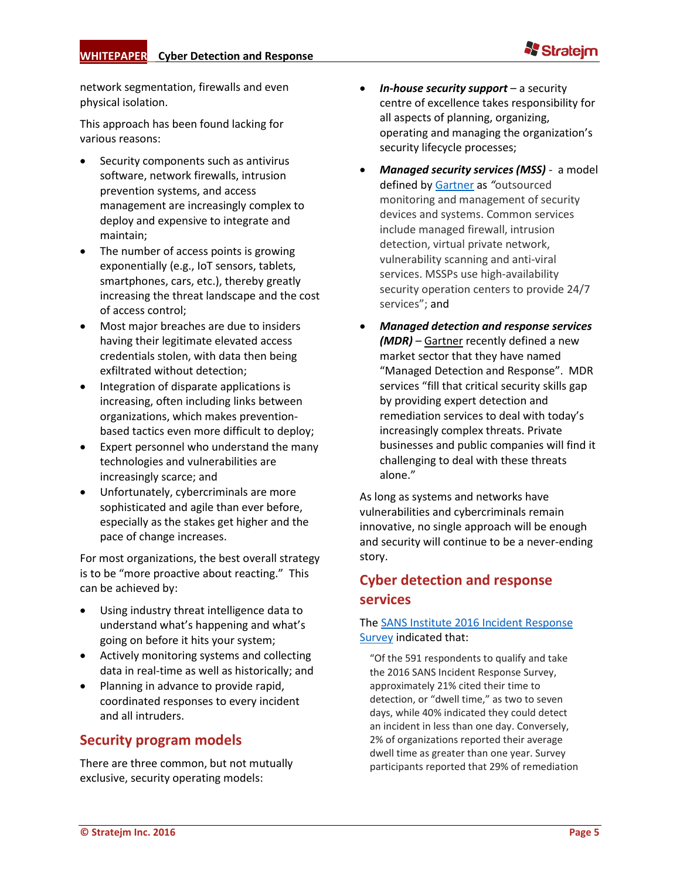network segmentation, firewalls and even physical isolation.

This approach has been found lacking for various reasons:

- Security components such as antivirus software, network firewalls, intrusion prevention systems, and access management are increasingly complex to deploy and expensive to integrate and maintain;
- The number of access points is growing exponentially (e.g., IoT sensors, tablets, smartphones, cars, etc.), thereby greatly increasing the threat landscape and the cost of access control;
- Most major breaches are due to insiders having their legitimate elevated access credentials stolen, with data then being exfiltrated without detection;
- Integration of disparate applications is increasing, often including links between organizations, which makes prevention-based tactics even more difficult to deploy;
- Expert personnel who understand the many technologies and vulnerabilities are increasingly scarce; and
- Unfortunately, cybercriminals are more sophisticated and agile than ever before, especially as the stakes get higher and the pace of change increases.

For most organizations, the best overall strategy is to be "more proactive about reacting." This can be achieved by:

- Using industry threat intelligence data to understand what's happening and what's going on before it hits your system;
- Actively monitoring systems and collecting data in real-time as well as historically; and
- Planning in advance to provide rapid, coordinated responses to every incident and all intruders.

## Security program models

There are three common, but not mutually exclusive, security operating models:

- ***In-house security support*** – a security centre of excellence takes responsibility for all aspects of planning, organizing, operating and managing the organization's security lifecycle processes;
- ***Managed security services (MSS)*** - a model defined by [Gartner](#) as *"*outsourced monitoring and management of security devices and systems. Common services include managed firewall, intrusion detection, virtual private network, vulnerability scanning and anti-viral services. MSSPs use high-availability security operation centers to provide 24/7 services"; and
- ***Managed detection and response services (MDR)*** – Gartner recently defined a new market sector that they have named "Managed Detection and Response". MDR services "fill that critical security skills gap by providing expert detection and remediation services to deal with today's increasingly complex threats. Private businesses and public companies will find it challenging to deal with these threats alone."

As long as systems and networks have vulnerabilities and cybercriminals remain innovative, no single approach will be enough and security will continue to be a never-ending story.

## Cyber detection and response services

The [SANS Institute 2016 Incident Response Survey](#) indicated that:

> "Of the 591 respondents to qualify and take the 2016 SANS Incident Response Survey, approximately 21% cited their time to detection, or "dwell time," as two to seven days, while 40% indicated they could detect an incident in less than one day. Conversely, 2% of organizations reported their average dwell time as greater than one year. Survey participants reported that 29% of remediation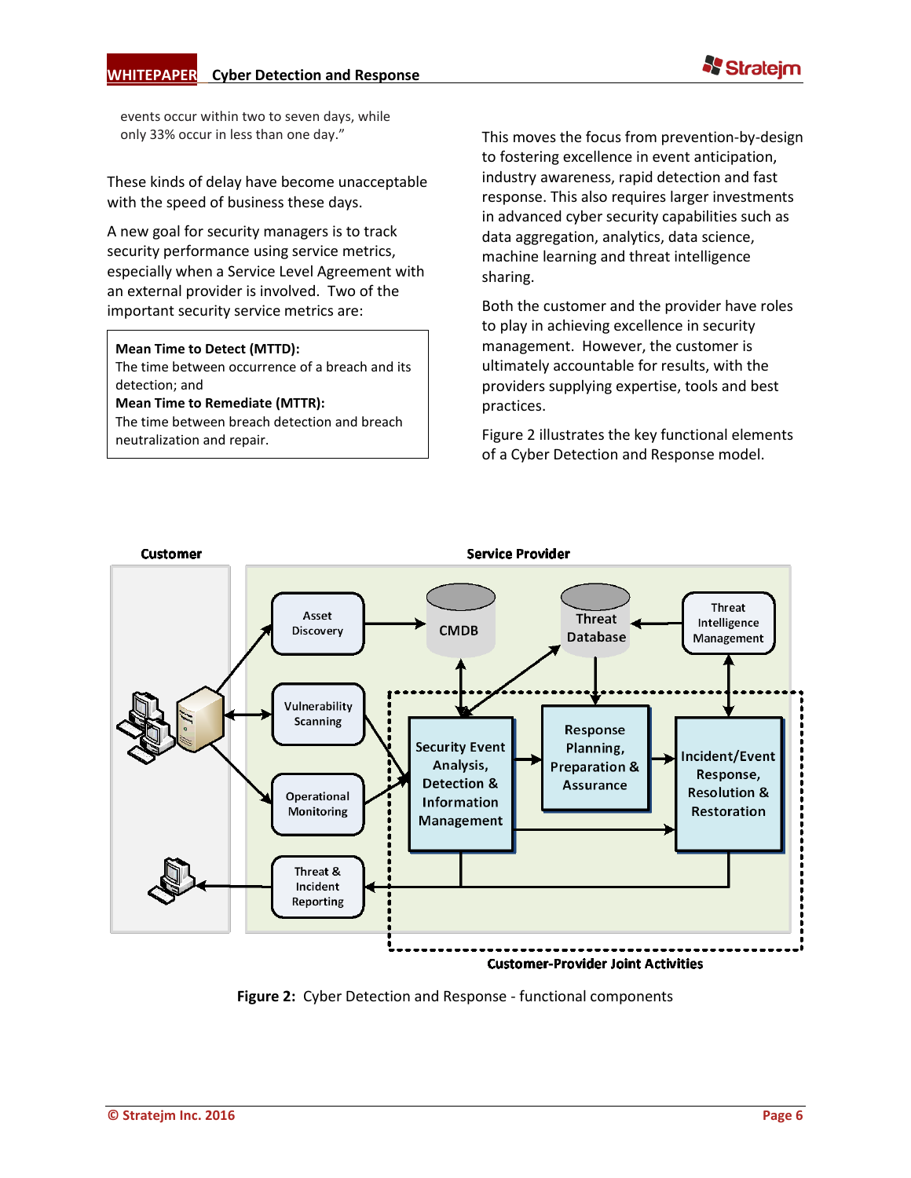events occur within two to seven days, while only 33% occur in less than one day."

These kinds of delay have become unacceptable with the speed of business these days.

A new goal for security managers is to track security performance using service metrics, especially when a Service Level Agreement with an external provider is involved. Two of the important security service metrics are:

> **Mean Time to Detect (MTTD):**
> The time between occurrence of a breach and its detection; and
> **Mean Time to Remediate (MTTR):**
> The time between breach detection and breach neutralization and repair.

This moves the focus from prevention-by-design to fostering excellence in event anticipation, industry awareness, rapid detection and fast response. This also requires larger investments in advanced cyber security capabilities such as data aggregation, analytics, data science, machine learning and threat intelligence sharing.

Both the customer and the provider have roles to play in achieving excellence in security management. However, the customer is ultimately accountable for results, with the providers supplying expertise, tools and best practices.

Figure 2 illustrates the key functional elements of a Cyber Detection and Response model.

**Figure 2:** Cyber Detection and Response - functional components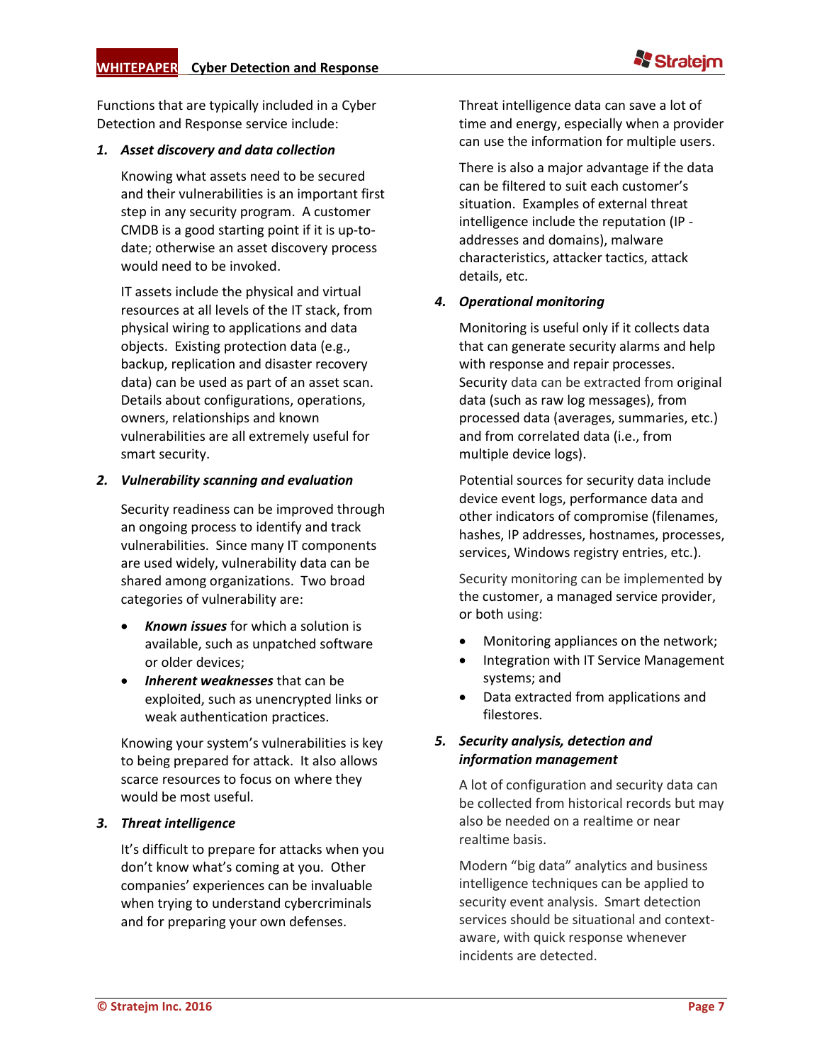Functions that are typically included in a Cyber Detection and Response service include:

1. ***Asset discovery and data collection***

   Knowing what assets need to be secured and their vulnerabilities is an important first step in any security program. A customer CMDB is a good starting point if it is up-to-date; otherwise an asset discovery process would need to be invoked.

   IT assets include the physical and virtual resources at all levels of the IT stack, from physical wiring to applications and data objects. Existing protection data (e.g., backup, replication and disaster recovery data) can be used as part of an asset scan. Details about configurations, operations, owners, relationships and known vulnerabilities are all extremely useful for smart security.

2. ***Vulnerability scanning and evaluation***

   Security readiness can be improved through an ongoing process to identify and track vulnerabilities. Since many IT components are used widely, vulnerability data can be shared among organizations. Two broad categories of vulnerability are:

   - ***Known issues*** for which a solution is available, such as unpatched software or older devices;
   - ***Inherent weaknesses*** that can be exploited, such as unencrypted links or weak authentication practices.

   Knowing your system's vulnerabilities is key to being prepared for attack. It also allows scarce resources to focus on where they would be most useful.

3. ***Threat intelligence***

   It's difficult to prepare for attacks when you don't know what's coming at you. Other companies' experiences can be invaluable when trying to understand cybercriminals and for preparing your own defenses.

   Threat intelligence data can save a lot of time and energy, especially when a provider can use the information for multiple users.

   There is also a major advantage if the data can be filtered to suit each customer's situation. Examples of external threat intelligence include the reputation (IP - addresses and domains), malware characteristics, attacker tactics, attack details, etc.

4. ***Operational monitoring***

   Monitoring is useful only if it collects data that can generate security alarms and help with response and repair processes. Security data can be extracted from original data (such as raw log messages), from processed data (averages, summaries, etc.) and from correlated data (i.e., from multiple device logs).

   Potential sources for security data include device event logs, performance data and other indicators of compromise (filenames, hashes, IP addresses, hostnames, processes, services, Windows registry entries, etc.).

   Security monitoring can be implemented by the customer, a managed service provider, or both using:

   - Monitoring appliances on the network;
   - Integration with IT Service Management systems; and
   - Data extracted from applications and filestores.

5. ***Security analysis, detection and information management***

   A lot of configuration and security data can be collected from historical records but may also be needed on a realtime or near realtime basis.

   Modern "big data" analytics and business intelligence techniques can be applied to security event analysis. Smart detection services should be situational and context-aware, with quick response whenever incidents are detected.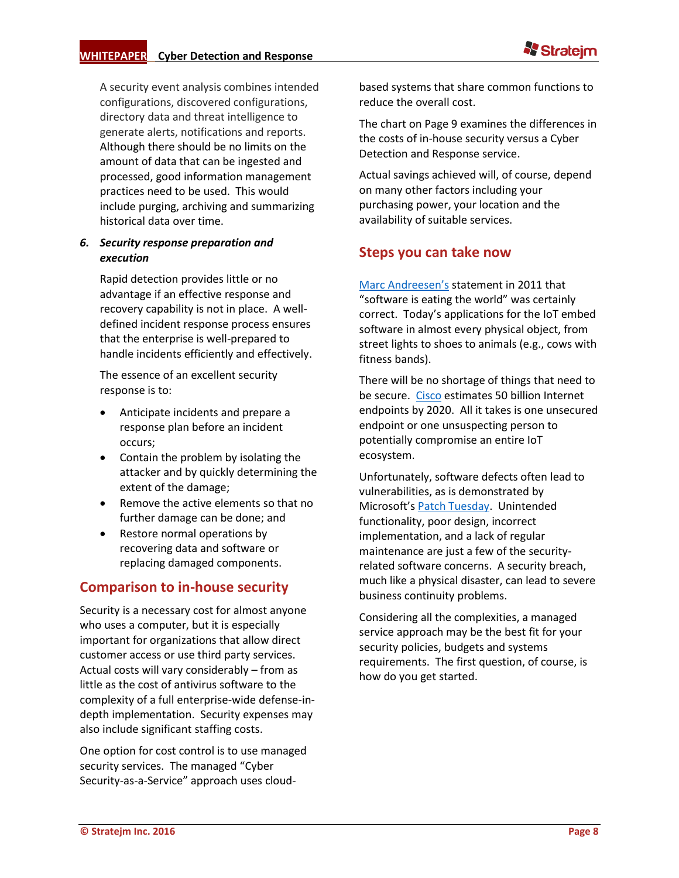A security event analysis combines intended configurations, discovered configurations, directory data and threat intelligence to generate alerts, notifications and reports. Although there should be no limits on the amount of data that can be ingested and processed, good information management practices need to be used. This would include purging, archiving and summarizing historical data over time.

6. ***Security response preparation and execution***

Rapid detection provides little or no advantage if an effective response and recovery capability is not in place. A well-defined incident response process ensures that the enterprise is well-prepared to handle incidents efficiently and effectively.

The essence of an excellent security response is to:

- Anticipate incidents and prepare a response plan before an incident occurs;
- Contain the problem by isolating the attacker and by quickly determining the extent of the damage;
- Remove the active elements so that no further damage can be done; and
- Restore normal operations by recovering data and software or replacing damaged components.

## Comparison to in-house security

Security is a necessary cost for almost anyone who uses a computer, but it is especially important for organizations that allow direct customer access or use third party services. Actual costs will vary considerably – from as little as the cost of antivirus software to the complexity of a full enterprise-wide defense-in-depth implementation. Security expenses may also include significant staffing costs.

One option for cost control is to use managed security services. The managed "Cyber Security-as-a-Service" approach uses cloud-based systems that share common functions to reduce the overall cost.

The chart on Page 9 examines the differences in the costs of in-house security versus a Cyber Detection and Response service.

Actual savings achieved will, of course, depend on many other factors including your purchasing power, your location and the availability of suitable services.

## Steps you can take now

Marc Andreesen's statement in 2011 that "software is eating the world" was certainly correct. Today's applications for the IoT embed software in almost every physical object, from street lights to shoes to animals (e.g., cows with fitness bands).

There will be no shortage of things that need to be secure. Cisco estimates 50 billion Internet endpoints by 2020. All it takes is one unsecured endpoint or one unsuspecting person to potentially compromise an entire IoT ecosystem.

Unfortunately, software defects often lead to vulnerabilities, as is demonstrated by Microsoft's Patch Tuesday. Unintended functionality, poor design, incorrect implementation, and a lack of regular maintenance are just a few of the security-related software concerns. A security breach, much like a physical disaster, can lead to severe business continuity problems.

Considering all the complexities, a managed service approach may be the best fit for your security policies, budgets and systems requirements. The first question, of course, is how do you get started.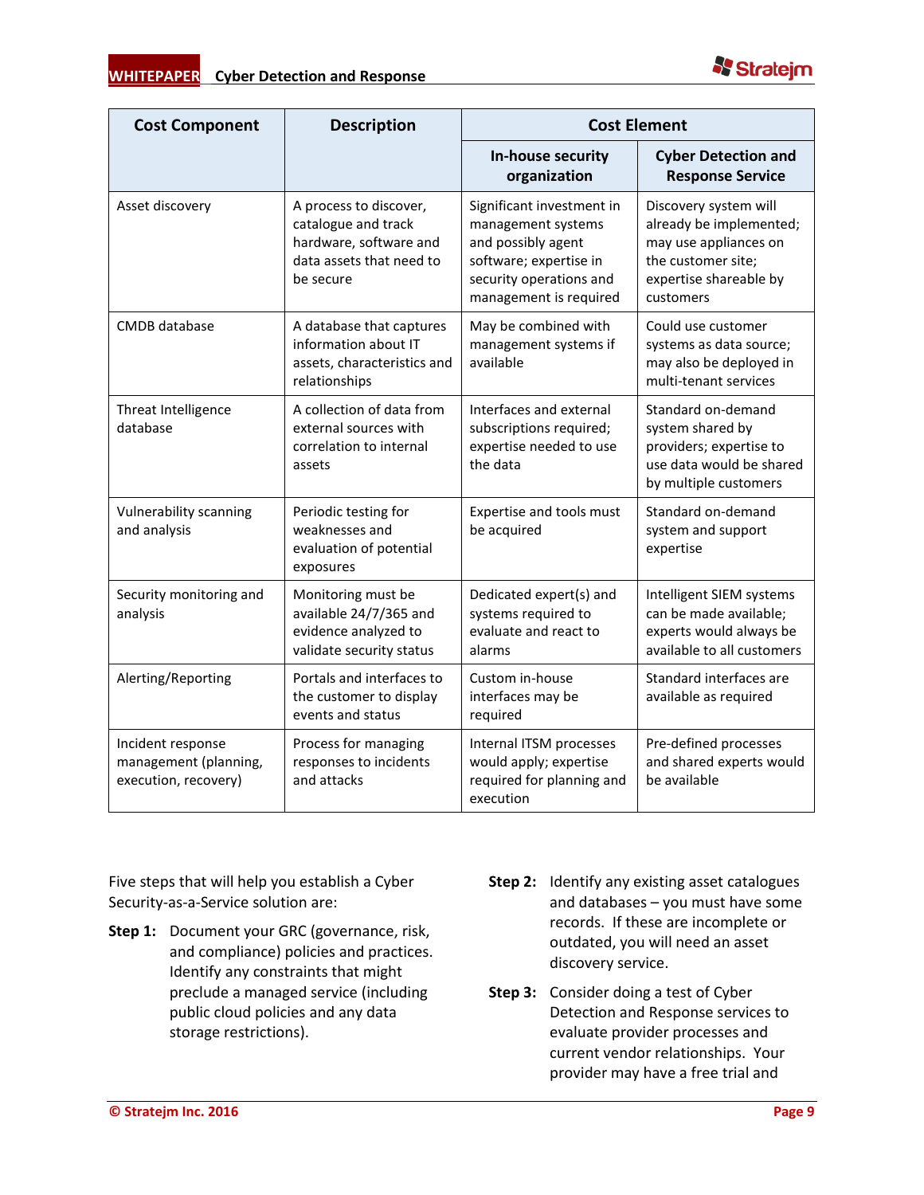| Cost Component | Description | Cost Element | |
|---|---|---|---|
| | | In-house security organization | Cyber Detection and Response Service |
| Asset discovery | A process to discover, catalogue and track hardware, software and data assets that need to be secure | Significant investment in management systems and possibly agent software; expertise in security operations and management is required | Discovery system will already be implemented; may use appliances on the customer site; expertise shareable by customers |
| CMDB database | A database that captures information about IT assets, characteristics and relationships | May be combined with management systems if available | Could use customer systems as data source; may also be deployed in multi-tenant services |
| Threat Intelligence database | A collection of data from external sources with correlation to internal assets | Interfaces and external subscriptions required; expertise needed to use the data | Standard on-demand system shared by providers; expertise to use data would be shared by multiple customers |
| Vulnerability scanning and analysis | Periodic testing for weaknesses and evaluation of potential exposures | Expertise and tools must be acquired | Standard on-demand system and support expertise |
| Security monitoring and analysis | Monitoring must be available 24/7/365 and evidence analyzed to validate security status | Dedicated expert(s) and systems required to evaluate and react to alarms | Intelligent SIEM systems can be made available; experts would always be available to all customers |
| Alerting/Reporting | Portals and interfaces to the customer to display events and status | Custom in-house interfaces may be required | Standard interfaces are available as required |
| Incident response management (planning, execution, recovery) | Process for managing responses to incidents and attacks | Internal ITSM processes would apply; expertise required for planning and execution | Pre-defined processes and shared experts would be available |

Five steps that will help you establish a Cyber Security-as-a-Service solution are:

**Step 1:** Document your GRC (governance, risk, and compliance) policies and practices. Identify any constraints that might preclude a managed service (including public cloud policies and any data storage restrictions).

**Step 2:** Identify any existing asset catalogues and databases – you must have some records. If these are incomplete or outdated, you will need an asset discovery service.

**Step 3:** Consider doing a test of Cyber Detection and Response services to evaluate provider processes and current vendor relationships. Your provider may have a free trial and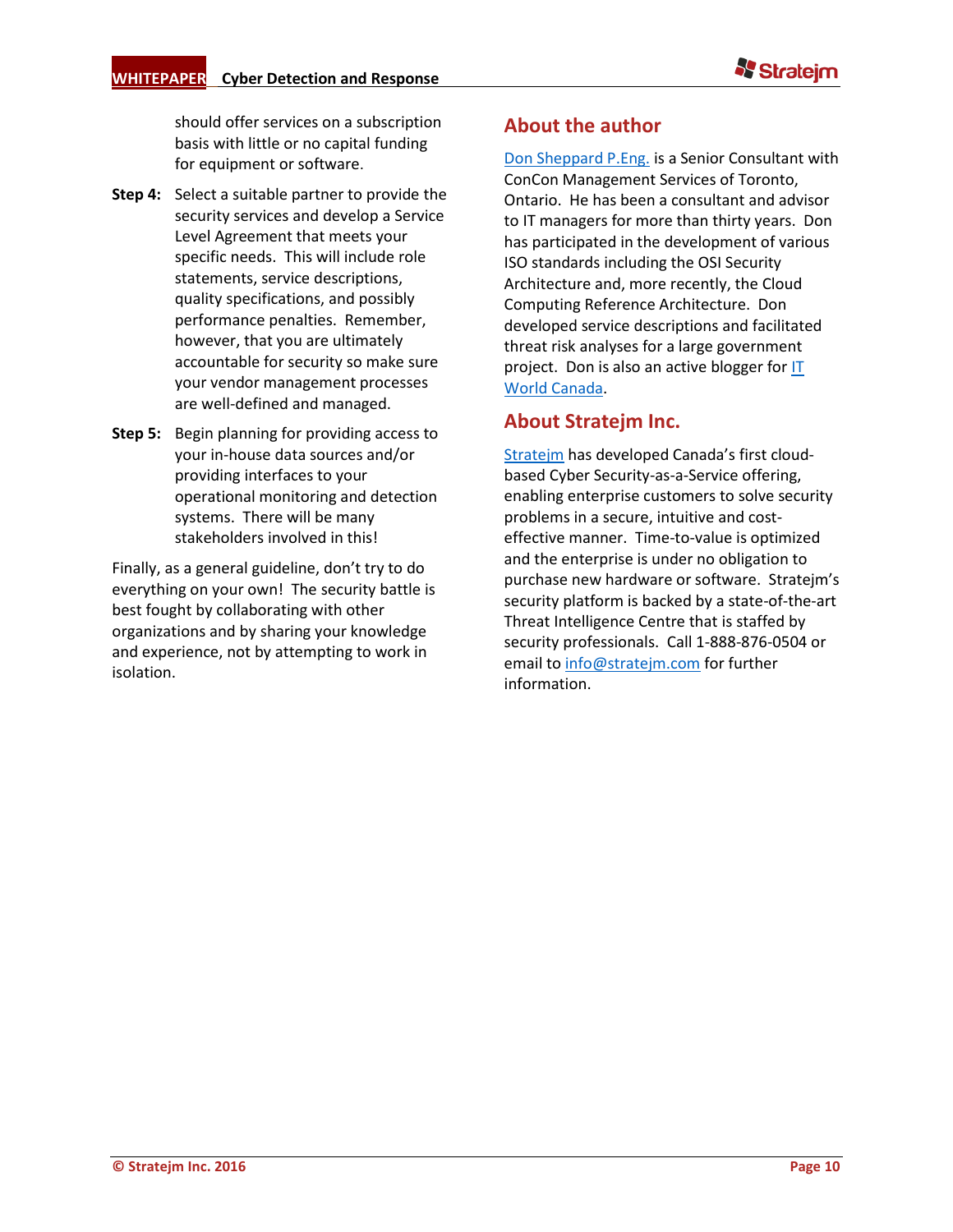should offer services on a subscription basis with little or no capital funding for equipment or software.

**Step 4:** Select a suitable partner to provide the security services and develop a Service Level Agreement that meets your specific needs. This will include role statements, service descriptions, quality specifications, and possibly performance penalties. Remember, however, that you are ultimately accountable for security so make sure your vendor management processes are well-defined and managed.

**Step 5:** Begin planning for providing access to your in-house data sources and/or providing interfaces to your operational monitoring and detection systems. There will be many stakeholders involved in this!

Finally, as a general guideline, don't try to do everything on your own! The security battle is best fought by collaborating with other organizations and by sharing your knowledge and experience, not by attempting to work in isolation.

## About the author

Don Sheppard P.Eng. is a Senior Consultant with ConCon Management Services of Toronto, Ontario. He has been a consultant and advisor to IT managers for more than thirty years. Don has participated in the development of various ISO standards including the OSI Security Architecture and, more recently, the Cloud Computing Reference Architecture. Don developed service descriptions and facilitated threat risk analyses for a large government project. Don is also an active blogger for IT World Canada.

## About Stratejm Inc.

Stratejm has developed Canada's first cloud-based Cyber Security-as-a-Service offering, enabling enterprise customers to solve security problems in a secure, intuitive and cost-effective manner. Time-to-value is optimized and the enterprise is under no obligation to purchase new hardware or software. Stratejm's security platform is backed by a state-of-the-art Threat Intelligence Centre that is staffed by security professionals. Call 1-888-876-0504 or email to info@stratejm.com for further information.